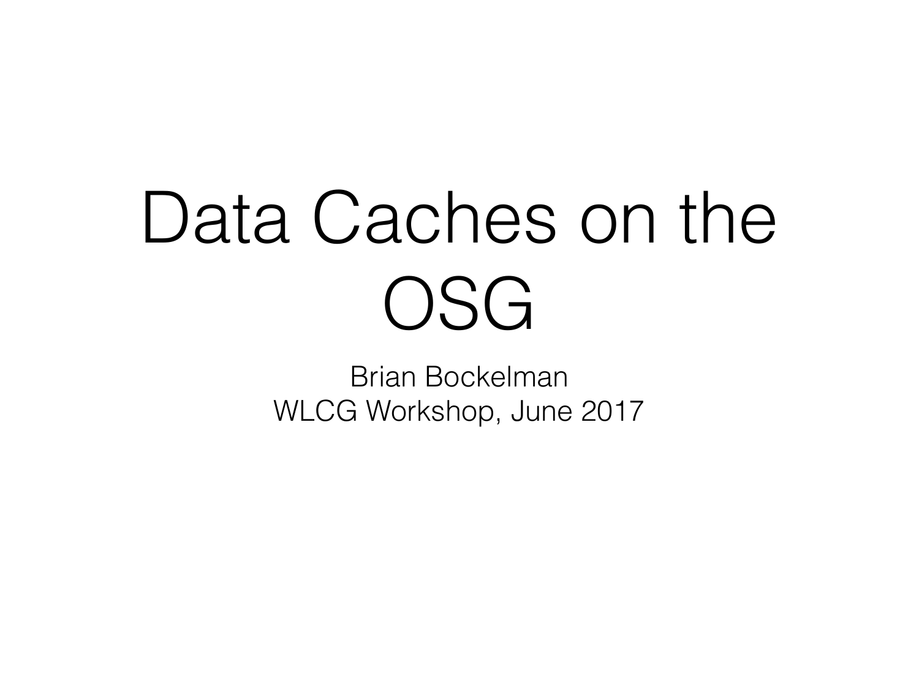# Data Caches on the OSG

Brian Bockelman

WLCG Workshop, June 2017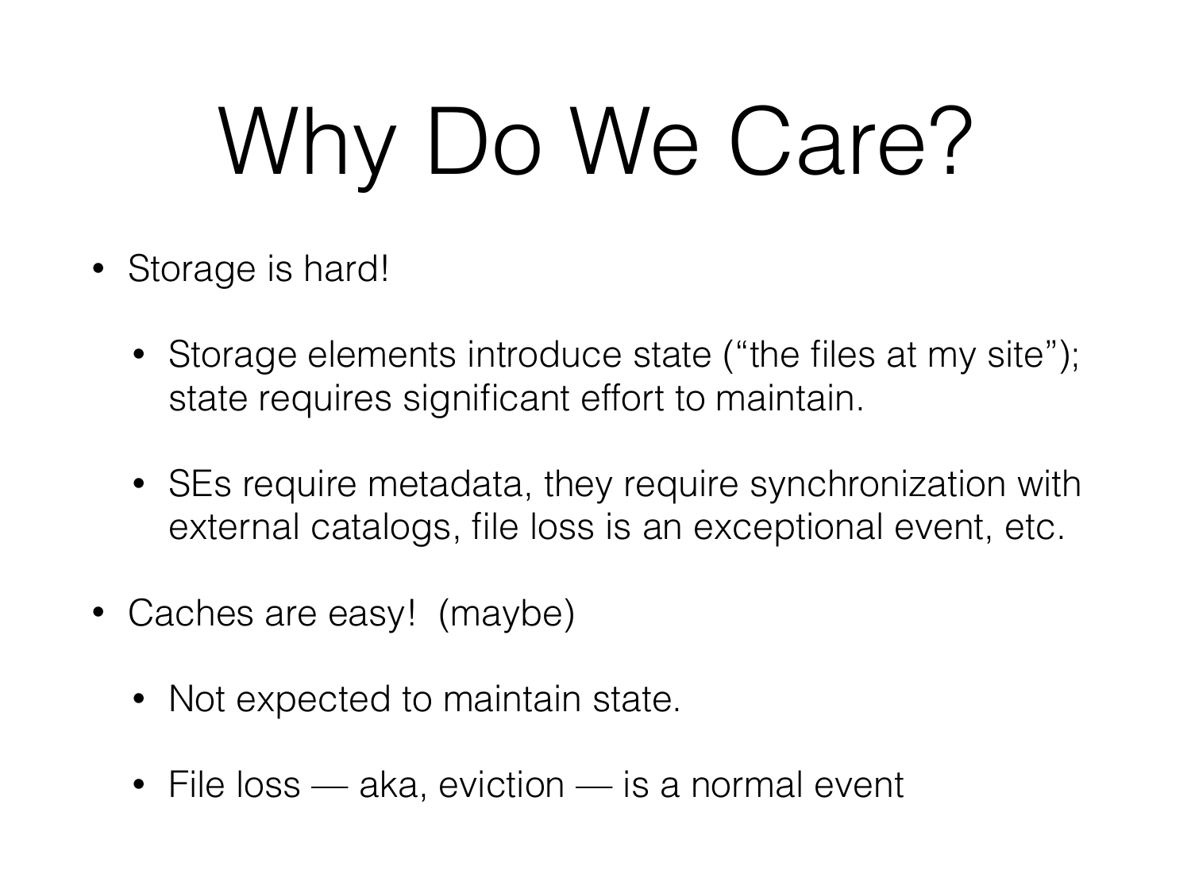# Why Do We Care?

- Storage is hard!
  - Storage elements introduce state ("the files at my site"); state requires significant effort to maintain.
  - SEs require metadata, they require synchronization with external catalogs, file loss is an exceptional event, etc.
- Caches are easy! (maybe)
  - Not expected to maintain state.
  - File loss — aka, eviction — is a normal event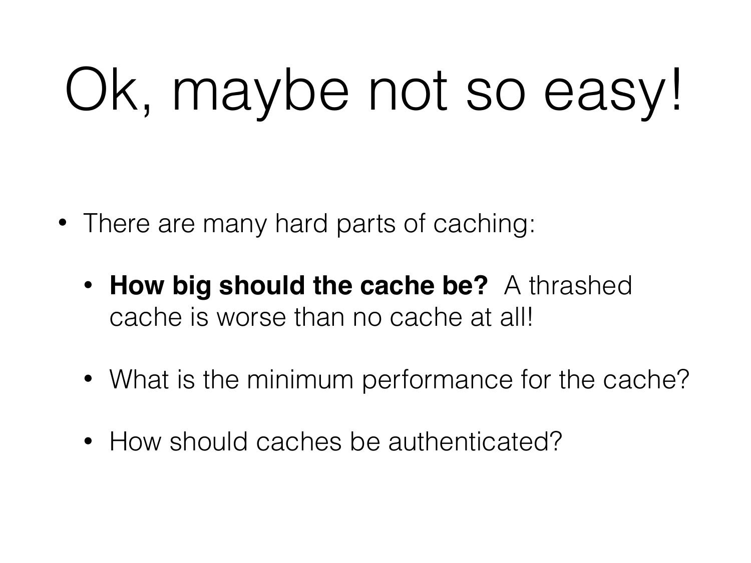# Ok, maybe not so easy!

- There are many hard parts of caching:
  - **How big should the cache be?** A thrashed cache is worse than no cache at all!
  - What is the minimum performance for the cache?
  - How should caches be authenticated?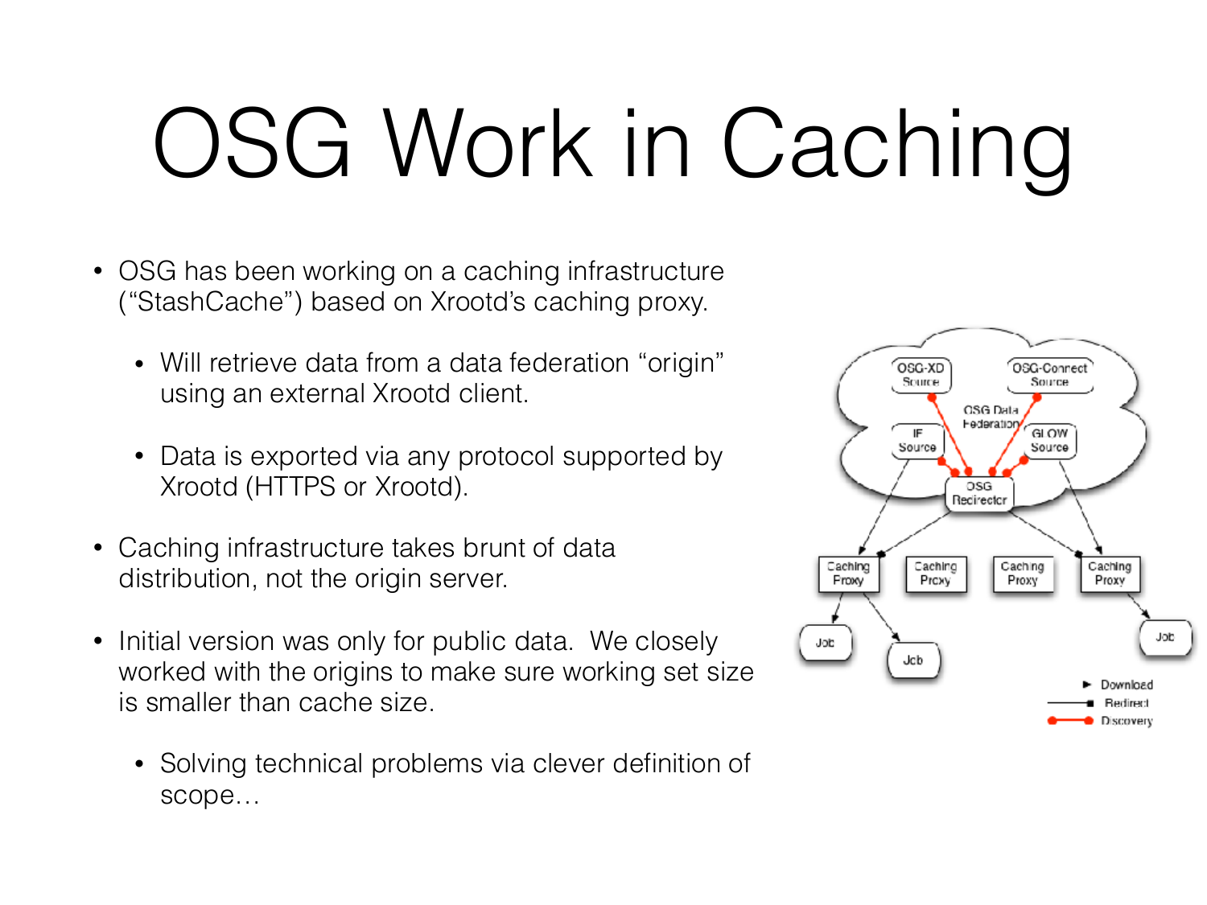# OSG Work in Caching

- OSG has been working on a caching infrastructure ("StashCache") based on Xrootd's caching proxy.
    - Will retrieve data from a data federation "origin" using an external Xrootd client.
    - Data is exported via any protocol supported by Xrootd (HTTPS or Xrootd).
- Caching infrastructure takes brunt of data distribution, not the origin server.
- Initial version was only for public data. We closely worked with the origins to make sure working set size is smaller than cache size.
    - Solving technical problems via clever definition of scope…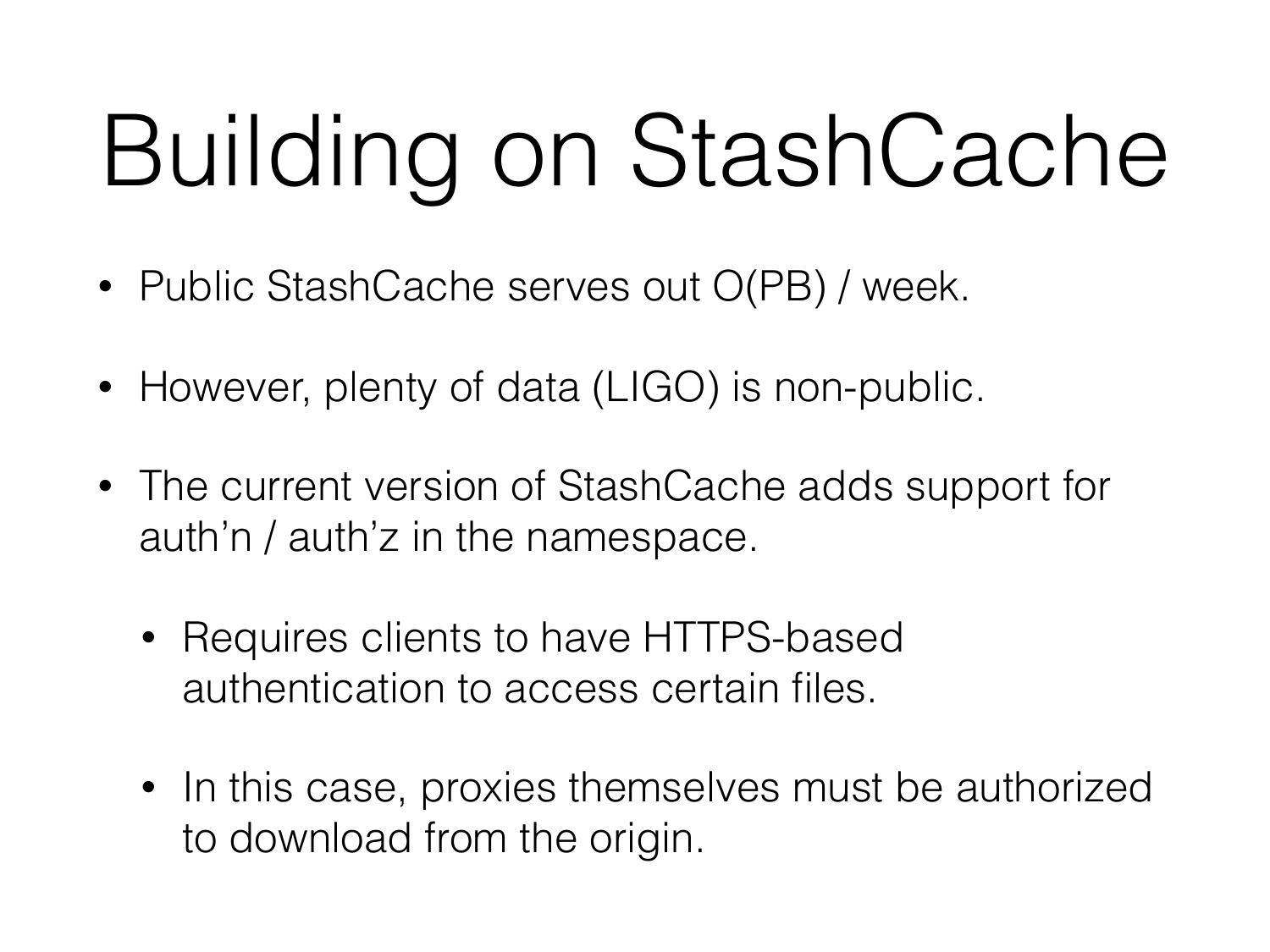# Building on StashCache

- Public StashCache serves out O(PB) / week.
- However, plenty of data (LIGO) is non-public.
- The current version of StashCache adds support for auth'n / auth'z in the namespace.
  - Requires clients to have HTTPS-based authentication to access certain files.
  - In this case, proxies themselves must be authorized to download from the origin.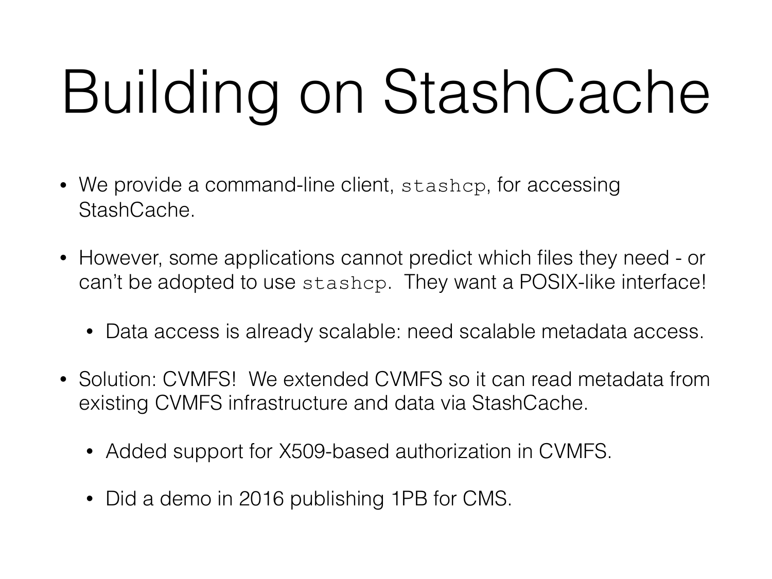# Building on StashCache

- We provide a command-line client, `stashcp`, for accessing StashCache.
- However, some applications cannot predict which files they need - or can't be adopted to use `stashcp`. They want a POSIX-like interface!
  - Data access is already scalable: need scalable metadata access.
- Solution: CVMFS! We extended CVMFS so it can read metadata from existing CVMFS infrastructure and data via StashCache.
  - Added support for X509-based authorization in CVMFS.
  - Did a demo in 2016 publishing 1PB for CMS.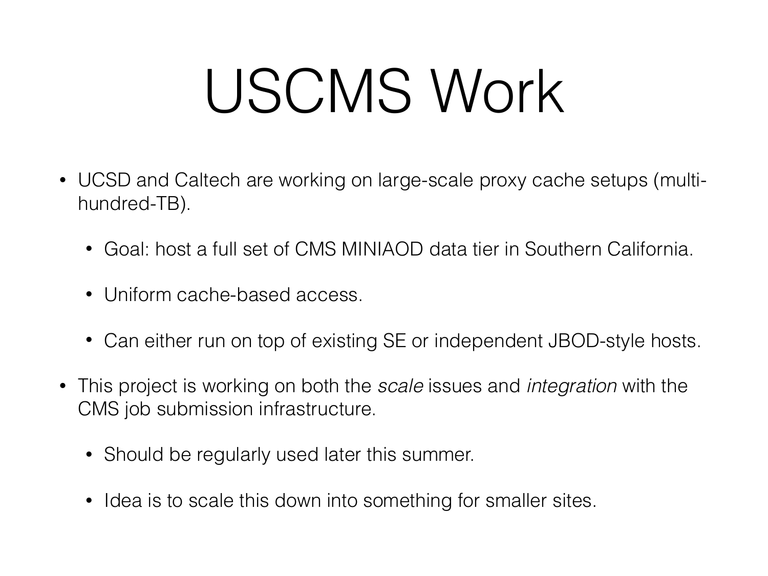# USCMS Work

- UCSD and Caltech are working on large-scale proxy cache setups (multi-hundred-TB).
  - Goal: host a full set of CMS MINIAOD data tier in Southern California.
  - Uniform cache-based access.
  - Can either run on top of existing SE or independent JBOD-style hosts.
- This project is working on both the *scale* issues and *integration* with the CMS job submission infrastructure.
  - Should be regularly used later this summer.
  - Idea is to scale this down into something for smaller sites.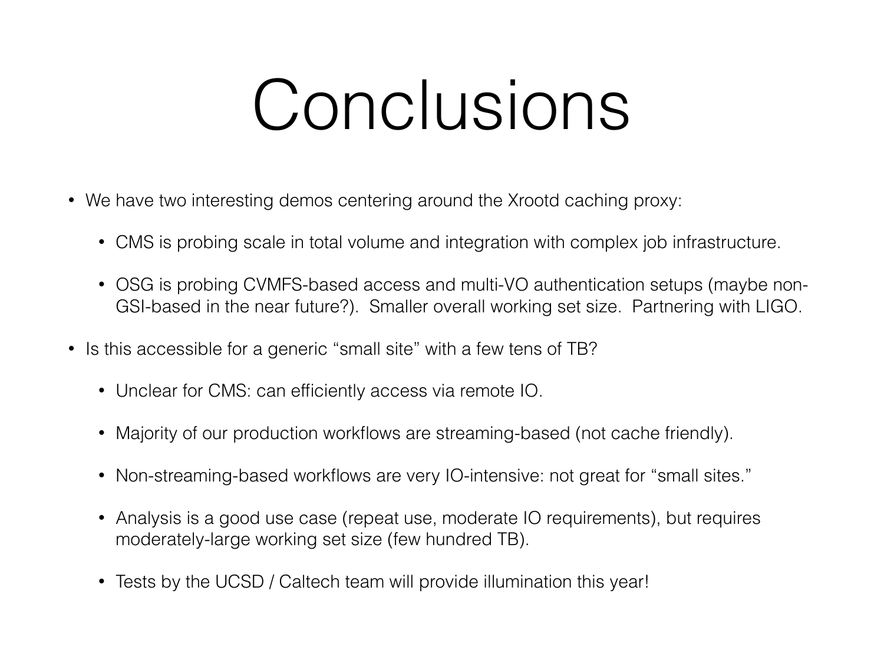# Conclusions

- We have two interesting demos centering around the Xrootd caching proxy:
  - CMS is probing scale in total volume and integration with complex job infrastructure.
  - OSG is probing CVMFS-based access and multi-VO authentication setups (maybe non-GSI-based in the near future?). Smaller overall working set size. Partnering with LIGO.
- Is this accessible for a generic "small site" with a few tens of TB?
  - Unclear for CMS: can efficiently access via remote IO.
  - Majority of our production workflows are streaming-based (not cache friendly).
  - Non-streaming-based workflows are very IO-intensive: not great for "small sites."
  - Analysis is a good use case (repeat use, moderate IO requirements), but requires moderately-large working set size (few hundred TB).
  - Tests by the UCSD / Caltech team will provide illumination this year!